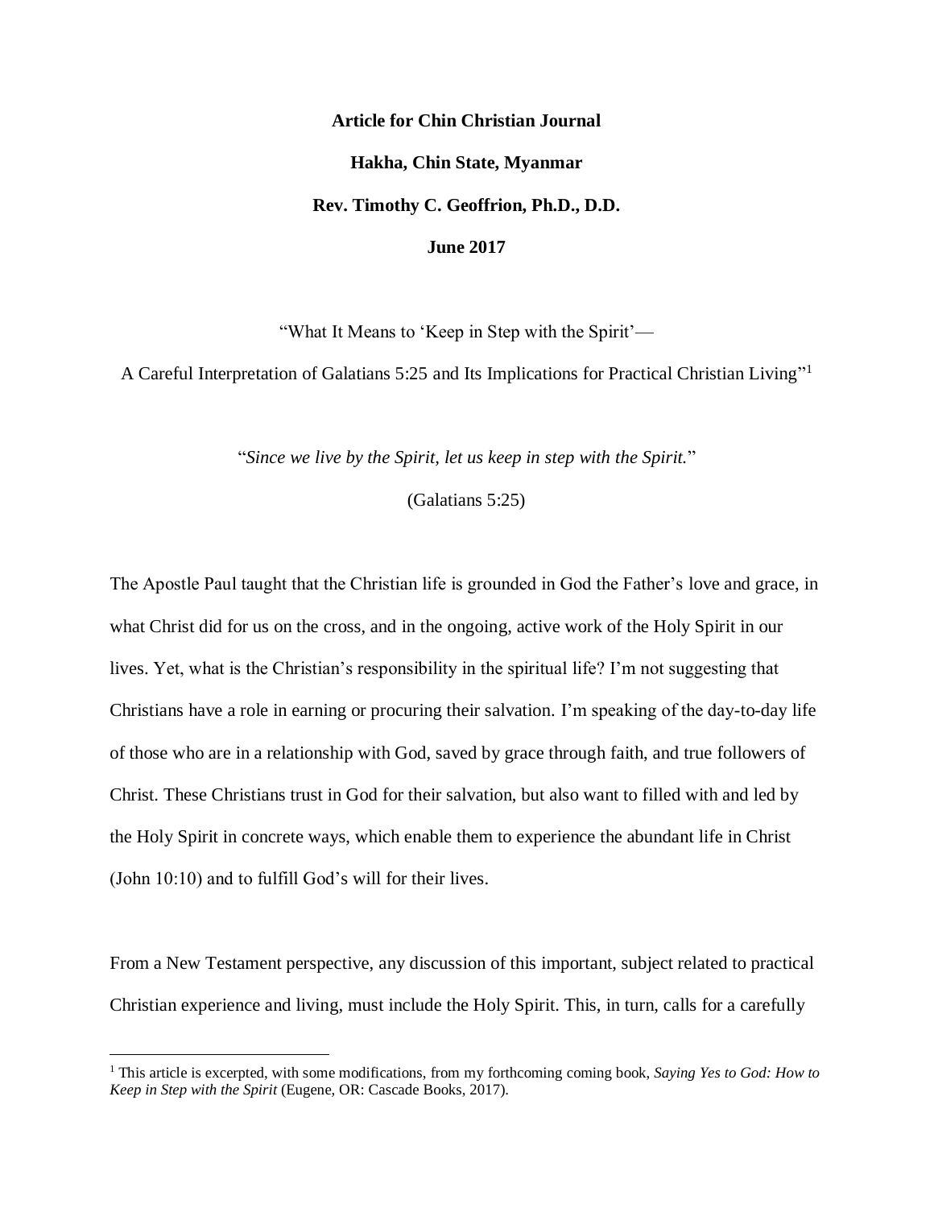**Article for Chin Christian Journal**

**Hakha, Chin State, Myanmar**

**Rev. Timothy C. Geoffrion, Ph.D., D.D.**

**June 2017**

"What It Means to 'Keep in Step with the Spirit'—

A Careful Interpretation of Galatians 5:25 and Its Implications for Practical Christian Living"[1]

"*Since we live by the Spirit, let us keep in step with the Spirit.*"

(Galatians 5:25)

The Apostle Paul taught that the Christian life is grounded in God the Father's love and grace, in what Christ did for us on the cross, and in the ongoing, active work of the Holy Spirit in our lives. Yet, what is the Christian's responsibility in the spiritual life? I'm not suggesting that Christians have a role in earning or procuring their salvation. I'm speaking of the day-to-day life of those who are in a relationship with God, saved by grace through faith, and true followers of Christ. These Christians trust in God for their salvation, but also want to filled with and led by the Holy Spirit in concrete ways, which enable them to experience the abundant life in Christ (John 10:10) and to fulfill God's will for their lives.

From a New Testament perspective, any discussion of this important, subject related to practical Christian experience and living, must include the Holy Spirit. This, in turn, calls for a carefully

[1] This article is excerpted, with some modifications, from my forthcoming coming book, *Saying Yes to God: How to Keep in Step with the Spirit* (Eugene, OR: Cascade Books, 2017).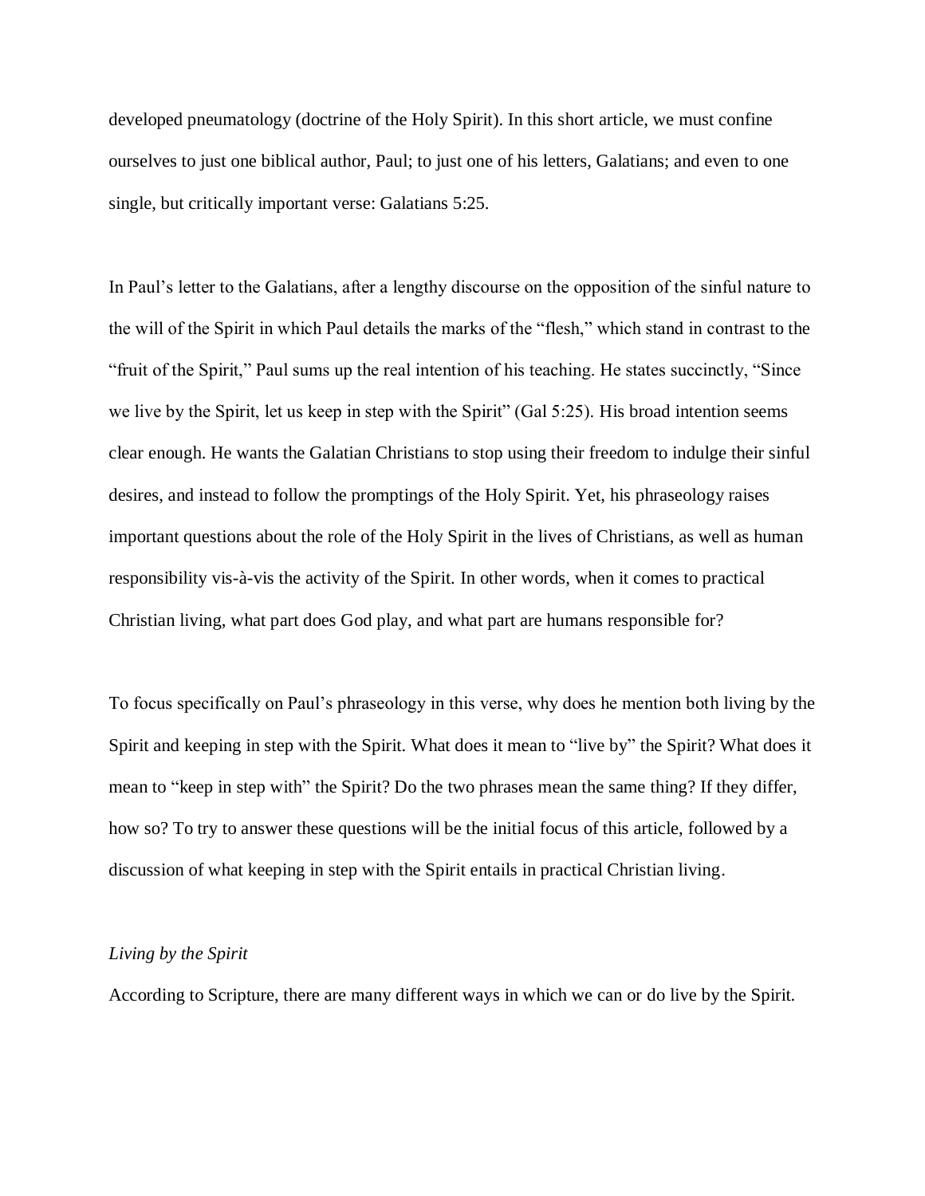developed pneumatology (doctrine of the Holy Spirit). In this short article, we must confine ourselves to just one biblical author, Paul; to just one of his letters, Galatians; and even to one single, but critically important verse: Galatians 5:25.

In Paul's letter to the Galatians, after a lengthy discourse on the opposition of the sinful nature to the will of the Spirit in which Paul details the marks of the "flesh," which stand in contrast to the "fruit of the Spirit," Paul sums up the real intention of his teaching. He states succinctly, "Since we live by the Spirit, let us keep in step with the Spirit" (Gal 5:25). His broad intention seems clear enough. He wants the Galatian Christians to stop using their freedom to indulge their sinful desires, and instead to follow the promptings of the Holy Spirit. Yet, his phraseology raises important questions about the role of the Holy Spirit in the lives of Christians, as well as human responsibility vis-à-vis the activity of the Spirit. In other words, when it comes to practical Christian living, what part does God play, and what part are humans responsible for?

To focus specifically on Paul's phraseology in this verse, why does he mention both living by the Spirit and keeping in step with the Spirit. What does it mean to "live by" the Spirit? What does it mean to "keep in step with" the Spirit? Do the two phrases mean the same thing? If they differ, how so? To try to answer these questions will be the initial focus of this article, followed by a discussion of what keeping in step with the Spirit entails in practical Christian living.

*Living by the Spirit*

According to Scripture, there are many different ways in which we can or do live by the Spirit.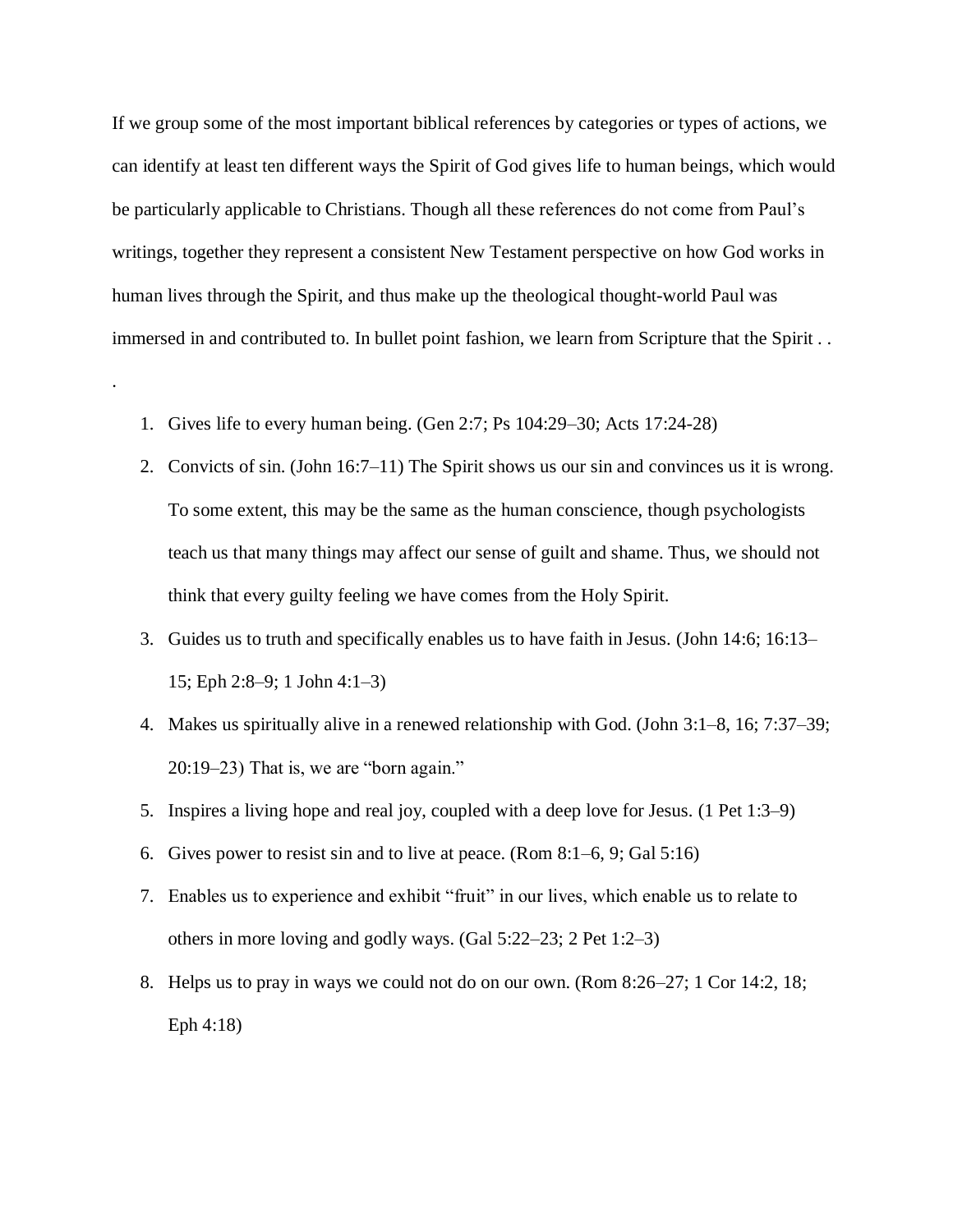If we group some of the most important biblical references by categories or types of actions, we can identify at least ten different ways the Spirit of God gives life to human beings, which would be particularly applicable to Christians. Though all these references do not come from Paul's writings, together they represent a consistent New Testament perspective on how God works in human lives through the Spirit, and thus make up the theological thought-world Paul was immersed in and contributed to. In bullet point fashion, we learn from Scripture that the Spirit . . .

1. Gives life to every human being. (Gen 2:7; Ps 104:29–30; Acts 17:24-28)
2. Convicts of sin. (John 16:7–11) The Spirit shows us our sin and convinces us it is wrong. To some extent, this may be the same as the human conscience, though psychologists teach us that many things may affect our sense of guilt and shame. Thus, we should not think that every guilty feeling we have comes from the Holy Spirit.
3. Guides us to truth and specifically enables us to have faith in Jesus. (John 14:6; 16:13–15; Eph 2:8–9; 1 John 4:1–3)
4. Makes us spiritually alive in a renewed relationship with God. (John 3:1–8, 16; 7:37–39; 20:19–23) That is, we are "born again."
5. Inspires a living hope and real joy, coupled with a deep love for Jesus. (1 Pet 1:3–9)
6. Gives power to resist sin and to live at peace. (Rom 8:1–6, 9; Gal 5:16)
7. Enables us to experience and exhibit "fruit" in our lives, which enable us to relate to others in more loving and godly ways. (Gal 5:22–23; 2 Pet 1:2–3)
8. Helps us to pray in ways we could not do on our own. (Rom 8:26–27; 1 Cor 14:2, 18; Eph 4:18)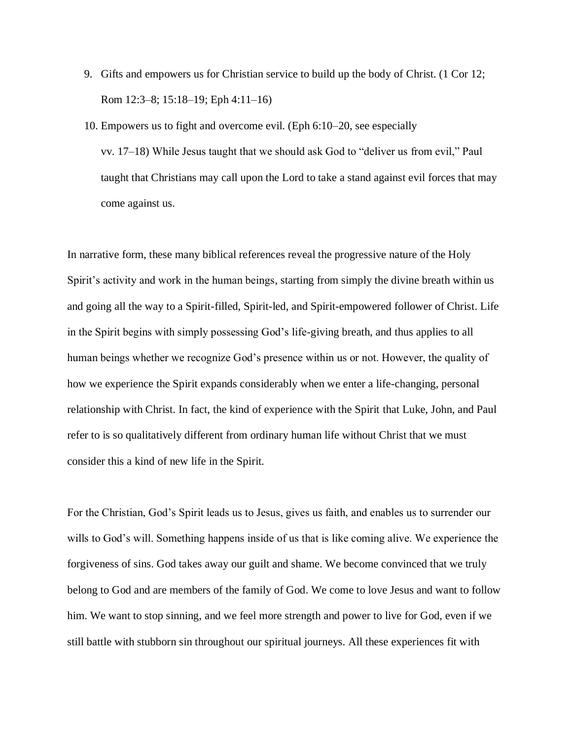9. Gifts and empowers us for Christian service to build up the body of Christ. (1 Cor 12; Rom 12:3–8; 15:18–19; Eph 4:11–16)
10. Empowers us to fight and overcome evil. (Eph 6:10–20, see especially vv. 17–18) While Jesus taught that we should ask God to "deliver us from evil," Paul taught that Christians may call upon the Lord to take a stand against evil forces that may come against us.

In narrative form, these many biblical references reveal the progressive nature of the Holy Spirit's activity and work in the human beings, starting from simply the divine breath within us and going all the way to a Spirit-filled, Spirit-led, and Spirit-empowered follower of Christ. Life in the Spirit begins with simply possessing God's life-giving breath, and thus applies to all human beings whether we recognize God's presence within us or not. However, the quality of how we experience the Spirit expands considerably when we enter a life-changing, personal relationship with Christ. In fact, the kind of experience with the Spirit that Luke, John, and Paul refer to is so qualitatively different from ordinary human life without Christ that we must consider this a kind of new life in the Spirit.

For the Christian, God's Spirit leads us to Jesus, gives us faith, and enables us to surrender our wills to God's will. Something happens inside of us that is like coming alive. We experience the forgiveness of sins. God takes away our guilt and shame. We become convinced that we truly belong to God and are members of the family of God. We come to love Jesus and want to follow him. We want to stop sinning, and we feel more strength and power to live for God, even if we still battle with stubborn sin throughout our spiritual journeys. All these experiences fit with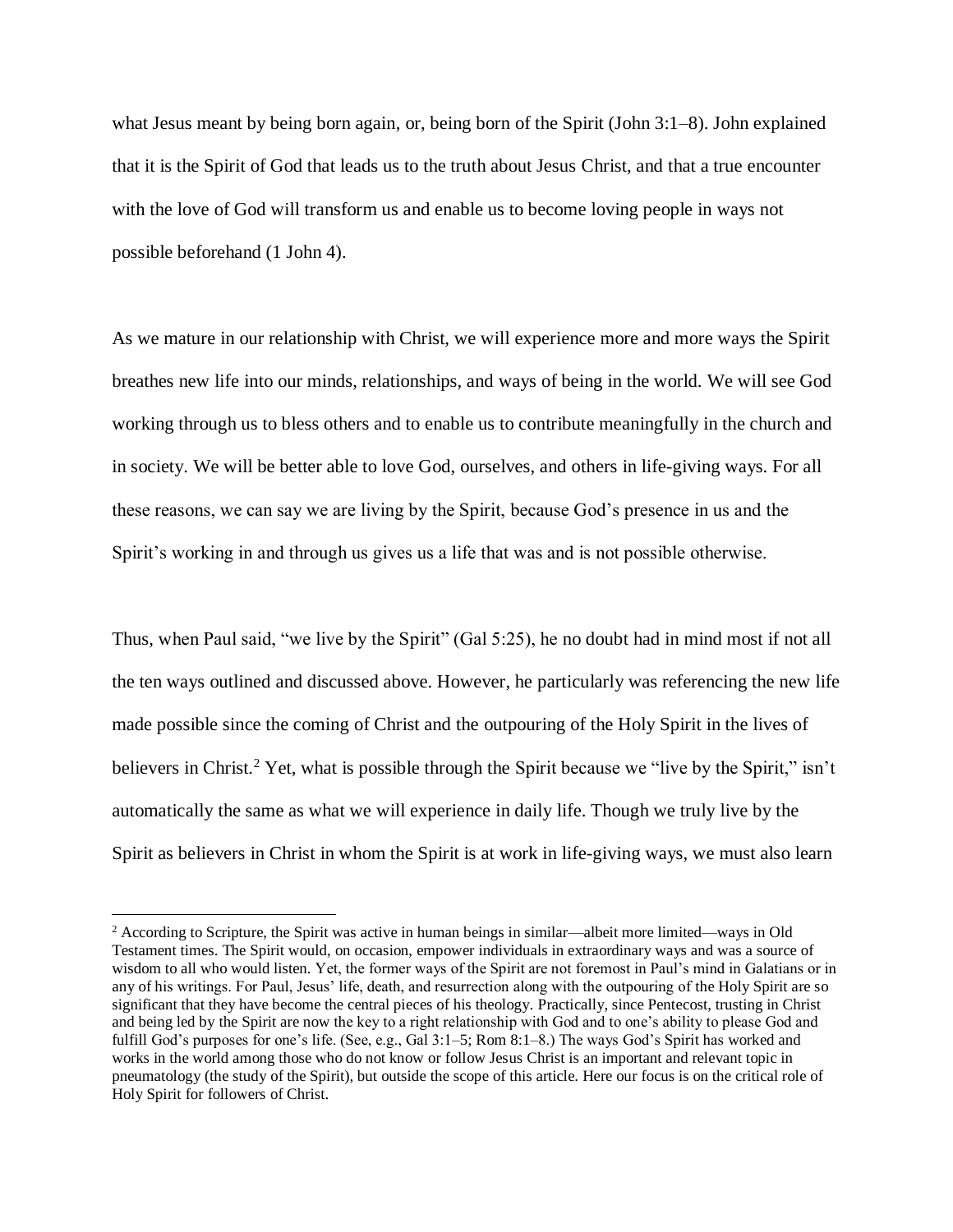what Jesus meant by being born again, or, being born of the Spirit (John 3:1–8). John explained that it is the Spirit of God that leads us to the truth about Jesus Christ, and that a true encounter with the love of God will transform us and enable us to become loving people in ways not possible beforehand (1 John 4).

As we mature in our relationship with Christ, we will experience more and more ways the Spirit breathes new life into our minds, relationships, and ways of being in the world. We will see God working through us to bless others and to enable us to contribute meaningfully in the church and in society. We will be better able to love God, ourselves, and others in life-giving ways. For all these reasons, we can say we are living by the Spirit, because God's presence in us and the Spirit's working in and through us gives us a life that was and is not possible otherwise.

Thus, when Paul said, "we live by the Spirit" (Gal 5:25), he no doubt had in mind most if not all the ten ways outlined and discussed above. However, he particularly was referencing the new life made possible since the coming of Christ and the outpouring of the Holy Spirit in the lives of believers in Christ.[2] Yet, what is possible through the Spirit because we "live by the Spirit," isn't automatically the same as what we will experience in daily life. Though we truly live by the Spirit as believers in Christ in whom the Spirit is at work in life-giving ways, we must also learn

[2] According to Scripture, the Spirit was active in human beings in similar—albeit more limited—ways in Old Testament times. The Spirit would, on occasion, empower individuals in extraordinary ways and was a source of wisdom to all who would listen. Yet, the former ways of the Spirit are not foremost in Paul's mind in Galatians or in any of his writings. For Paul, Jesus' life, death, and resurrection along with the outpouring of the Holy Spirit are so significant that they have become the central pieces of his theology. Practically, since Pentecost, trusting in Christ and being led by the Spirit are now the key to a right relationship with God and to one's ability to please God and fulfill God's purposes for one's life. (See, e.g., Gal 3:1–5; Rom 8:1–8.) The ways God's Spirit has worked and works in the world among those who do not know or follow Jesus Christ is an important and relevant topic in pneumatology (the study of the Spirit), but outside the scope of this article. Here our focus is on the critical role of Holy Spirit for followers of Christ.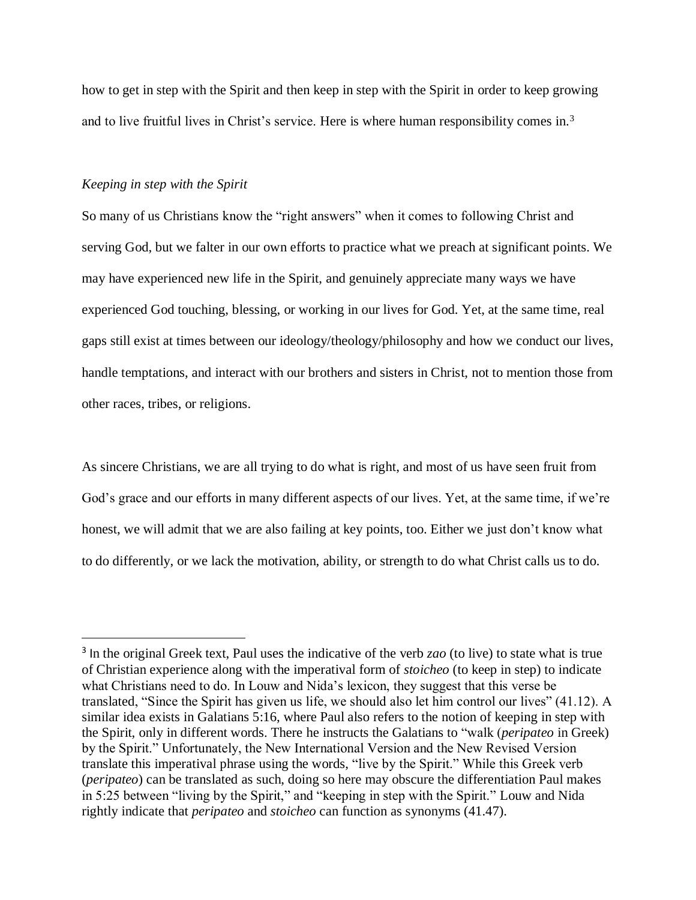how to get in step with the Spirit and then keep in step with the Spirit in order to keep growing and to live fruitful lives in Christ's service. Here is where human responsibility comes in.[3]

*Keeping in step with the Spirit*

So many of us Christians know the "right answers" when it comes to following Christ and serving God, but we falter in our own efforts to practice what we preach at significant points. We may have experienced new life in the Spirit, and genuinely appreciate many ways we have experienced God touching, blessing, or working in our lives for God. Yet, at the same time, real gaps still exist at times between our ideology/theology/philosophy and how we conduct our lives, handle temptations, and interact with our brothers and sisters in Christ, not to mention those from other races, tribes, or religions.

As sincere Christians, we are all trying to do what is right, and most of us have seen fruit from God's grace and our efforts in many different aspects of our lives. Yet, at the same time, if we're honest, we will admit that we are also failing at key points, too. Either we just don't know what to do differently, or we lack the motivation, ability, or strength to do what Christ calls us to do.

---

[3] In the original Greek text, Paul uses the indicative of the verb *zao* (to live) to state what is true of Christian experience along with the imperatival form of *stoicheo* (to keep in step) to indicate what Christians need to do. In Louw and Nida's lexicon, they suggest that this verse be translated, "Since the Spirit has given us life, we should also let him control our lives" (41.12). A similar idea exists in Galatians 5:16, where Paul also refers to the notion of keeping in step with the Spirit, only in different words. There he instructs the Galatians to "walk (*peripateo* in Greek) by the Spirit." Unfortunately, the New International Version and the New Revised Version translate this imperatival phrase using the words, "live by the Spirit." While this Greek verb (*peripateo*) can be translated as such, doing so here may obscure the differentiation Paul makes in 5:25 between "living by the Spirit," and "keeping in step with the Spirit." Louw and Nida rightly indicate that *peripateo* and *stoicheo* can function as synonyms (41.47).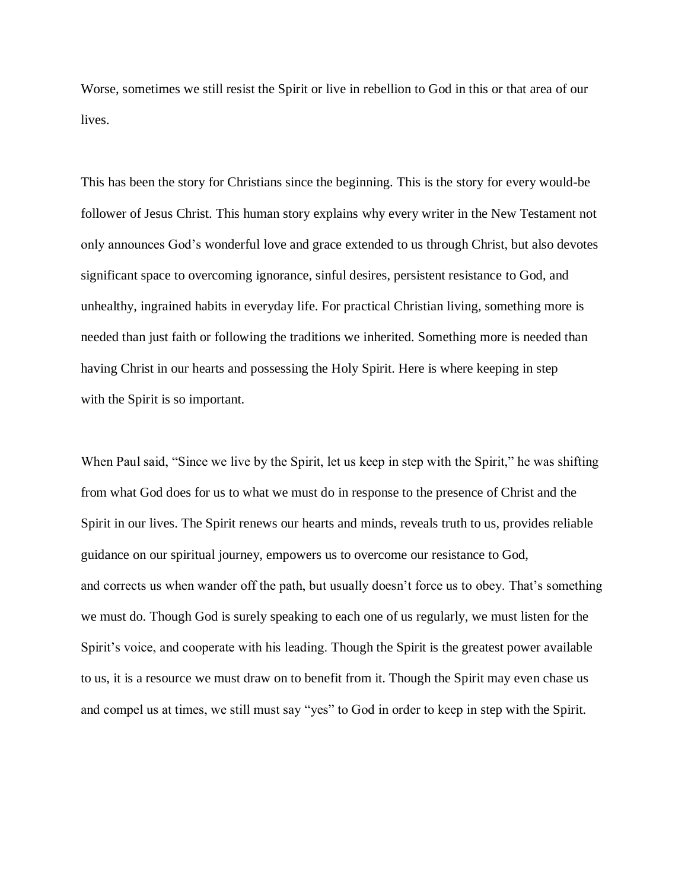Worse, sometimes we still resist the Spirit or live in rebellion to God in this or that area of our lives.

This has been the story for Christians since the beginning. This is the story for every would-be follower of Jesus Christ. This human story explains why every writer in the New Testament not only announces God's wonderful love and grace extended to us through Christ, but also devotes significant space to overcoming ignorance, sinful desires, persistent resistance to God, and unhealthy, ingrained habits in everyday life. For practical Christian living, something more is needed than just faith or following the traditions we inherited. Something more is needed than having Christ in our hearts and possessing the Holy Spirit. Here is where keeping in step with the Spirit is so important.

When Paul said, "Since we live by the Spirit, let us keep in step with the Spirit," he was shifting from what God does for us to what we must do in response to the presence of Christ and the Spirit in our lives. The Spirit renews our hearts and minds, reveals truth to us, provides reliable guidance on our spiritual journey, empowers us to overcome our resistance to God, and corrects us when wander off the path, but usually doesn't force us to obey. That's something we must do. Though God is surely speaking to each one of us regularly, we must listen for the Spirit's voice, and cooperate with his leading. Though the Spirit is the greatest power available to us, it is a resource we must draw on to benefit from it. Though the Spirit may even chase us and compel us at times, we still must say "yes" to God in order to keep in step with the Spirit.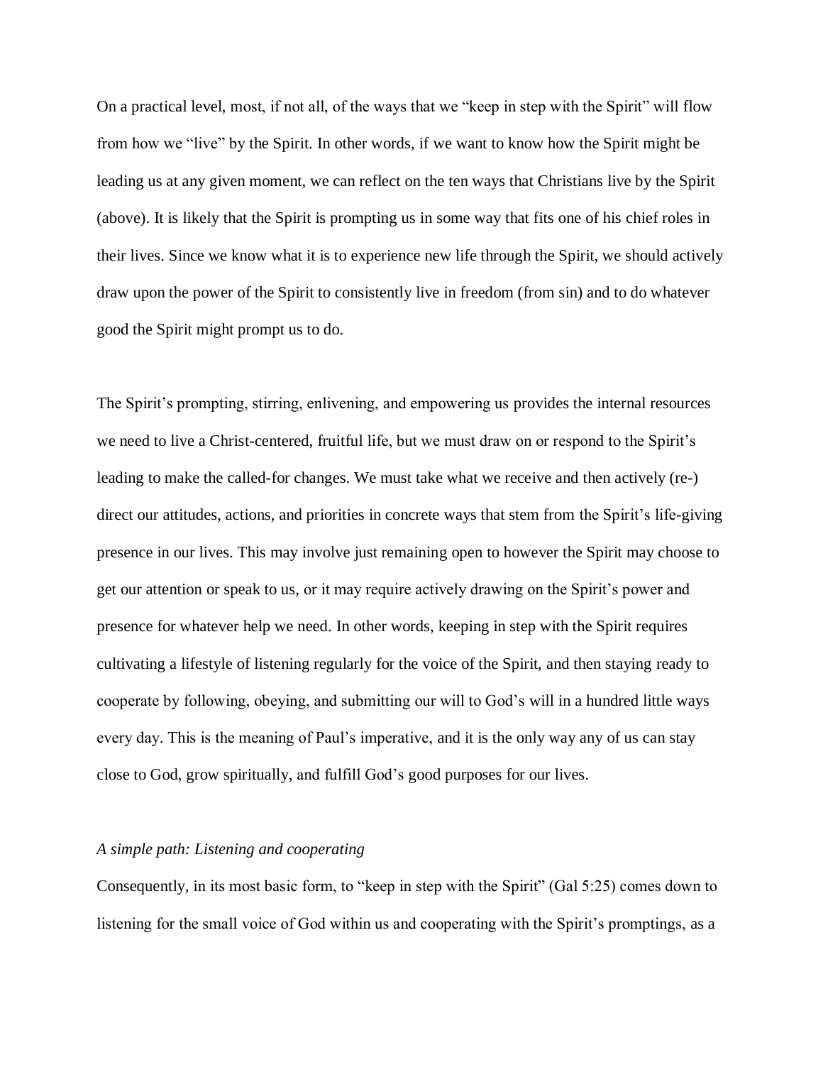On a practical level, most, if not all, of the ways that we "keep in step with the Spirit" will flow from how we "live" by the Spirit. In other words, if we want to know how the Spirit might be leading us at any given moment, we can reflect on the ten ways that Christians live by the Spirit (above). It is likely that the Spirit is prompting us in some way that fits one of his chief roles in their lives. Since we know what it is to experience new life through the Spirit, we should actively draw upon the power of the Spirit to consistently live in freedom (from sin) and to do whatever good the Spirit might prompt us to do.

The Spirit's prompting, stirring, enlivening, and empowering us provides the internal resources we need to live a Christ-centered, fruitful life, but we must draw on or respond to the Spirit's leading to make the called-for changes. We must take what we receive and then actively (re-) direct our attitudes, actions, and priorities in concrete ways that stem from the Spirit's life-giving presence in our lives. This may involve just remaining open to however the Spirit may choose to get our attention or speak to us, or it may require actively drawing on the Spirit's power and presence for whatever help we need. In other words, keeping in step with the Spirit requires cultivating a lifestyle of listening regularly for the voice of the Spirit, and then staying ready to cooperate by following, obeying, and submitting our will to God's will in a hundred little ways every day. This is the meaning of Paul's imperative, and it is the only way any of us can stay close to God, grow spiritually, and fulfill God's good purposes for our lives.

*A simple path: Listening and cooperating*

Consequently, in its most basic form, to "keep in step with the Spirit" (Gal 5:25) comes down to listening for the small voice of God within us and cooperating with the Spirit's promptings, as a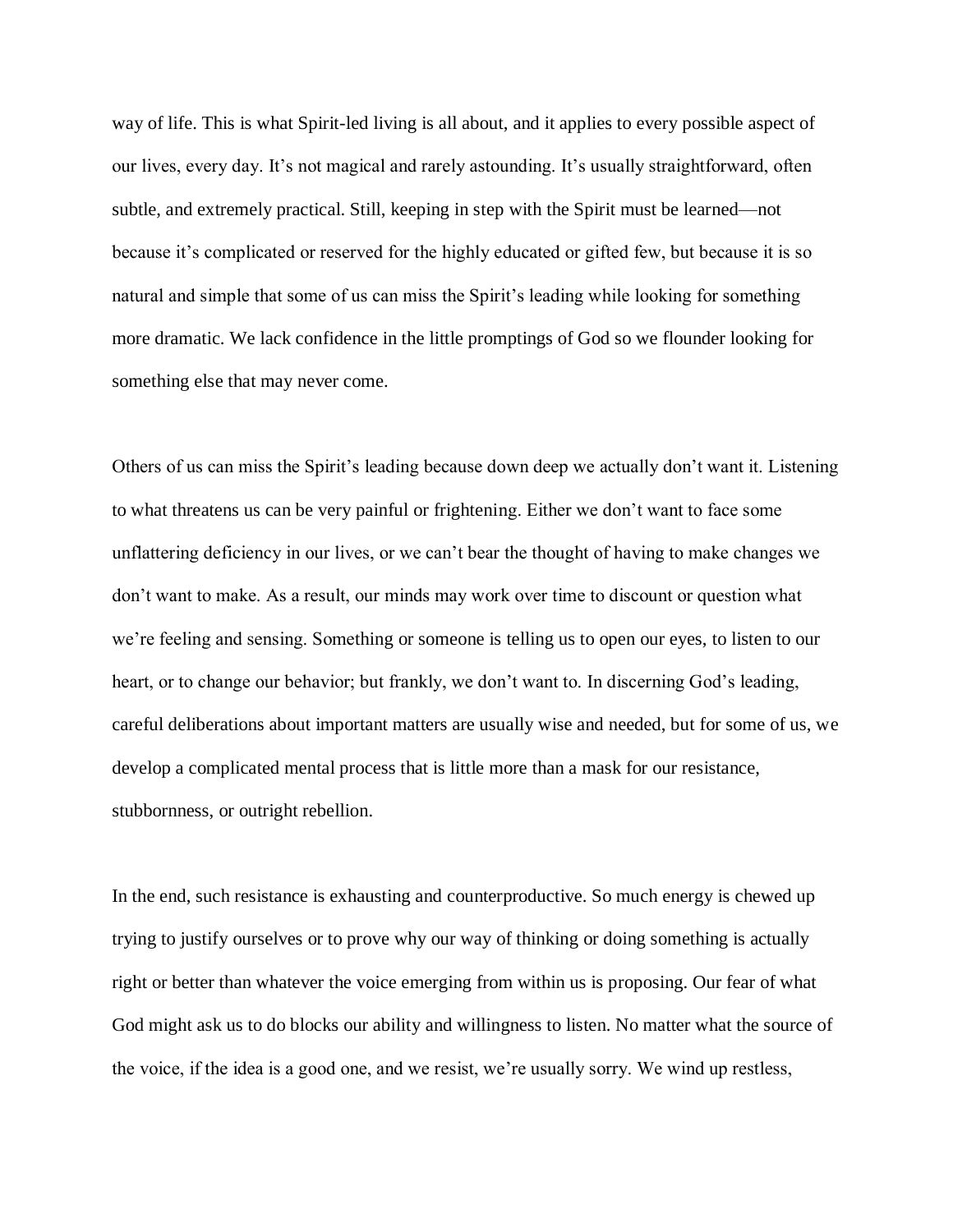way of life. This is what Spirit-led living is all about, and it applies to every possible aspect of our lives, every day. It's not magical and rarely astounding. It's usually straightforward, often subtle, and extremely practical. Still, keeping in step with the Spirit must be learned—not because it's complicated or reserved for the highly educated or gifted few, but because it is so natural and simple that some of us can miss the Spirit's leading while looking for something more dramatic. We lack confidence in the little promptings of God so we flounder looking for something else that may never come.

Others of us can miss the Spirit's leading because down deep we actually don't want it. Listening to what threatens us can be very painful or frightening. Either we don't want to face some unflattering deficiency in our lives, or we can't bear the thought of having to make changes we don't want to make. As a result, our minds may work over time to discount or question what we're feeling and sensing. Something or someone is telling us to open our eyes, to listen to our heart, or to change our behavior; but frankly, we don't want to. In discerning God's leading, careful deliberations about important matters are usually wise and needed, but for some of us, we develop a complicated mental process that is little more than a mask for our resistance, stubbornness, or outright rebellion.

In the end, such resistance is exhausting and counterproductive. So much energy is chewed up trying to justify ourselves or to prove why our way of thinking or doing something is actually right or better than whatever the voice emerging from within us is proposing. Our fear of what God might ask us to do blocks our ability and willingness to listen. No matter what the source of the voice, if the idea is a good one, and we resist, we're usually sorry. We wind up restless,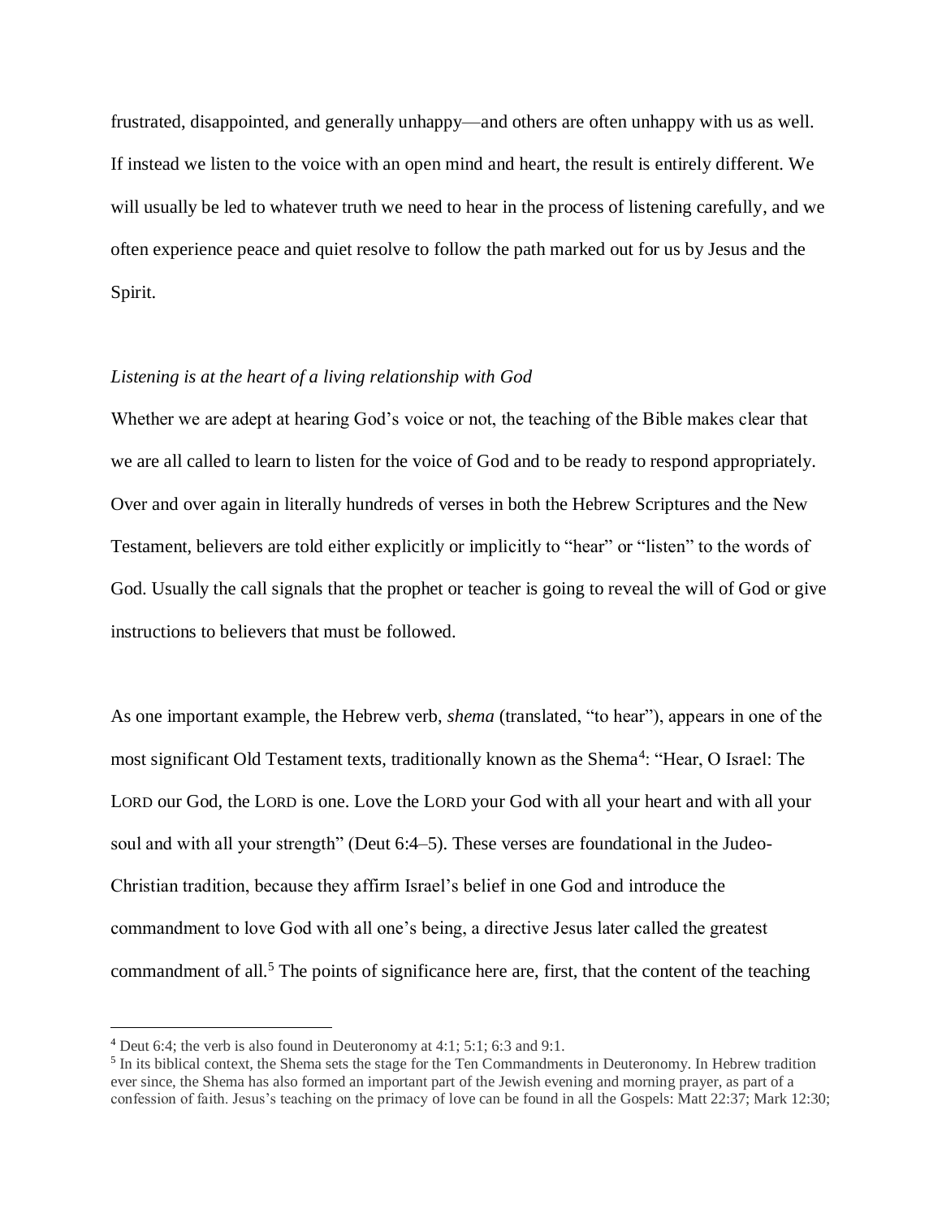frustrated, disappointed, and generally unhappy—and others are often unhappy with us as well. If instead we listen to the voice with an open mind and heart, the result is entirely different. We will usually be led to whatever truth we need to hear in the process of listening carefully, and we often experience peace and quiet resolve to follow the path marked out for us by Jesus and the Spirit.

*Listening is at the heart of a living relationship with God*

Whether we are adept at hearing God's voice or not, the teaching of the Bible makes clear that we are all called to learn to listen for the voice of God and to be ready to respond appropriately. Over and over again in literally hundreds of verses in both the Hebrew Scriptures and the New Testament, believers are told either explicitly or implicitly to "hear" or "listen" to the words of God. Usually the call signals that the prophet or teacher is going to reveal the will of God or give instructions to believers that must be followed.

As one important example, the Hebrew verb, *shema* (translated, "to hear"), appears in one of the most significant Old Testament texts, traditionally known as the Shema[4]: "Hear, O Israel: The LORD our God, the LORD is one. Love the LORD your God with all your heart and with all your soul and with all your strength" (Deut 6:4–5). These verses are foundational in the Judeo-Christian tradition, because they affirm Israel's belief in one God and introduce the commandment to love God with all one's being, a directive Jesus later called the greatest commandment of all.[5] The points of significance here are, first, that the content of the teaching

---

[4] Deut 6:4; the verb is also found in Deuteronomy at 4:1; 5:1; 6:3 and 9:1.

[5] In its biblical context, the Shema sets the stage for the Ten Commandments in Deuteronomy. In Hebrew tradition ever since, the Shema has also formed an important part of the Jewish evening and morning prayer, as part of a confession of faith. Jesus's teaching on the primacy of love can be found in all the Gospels: Matt 22:37; Mark 12:30;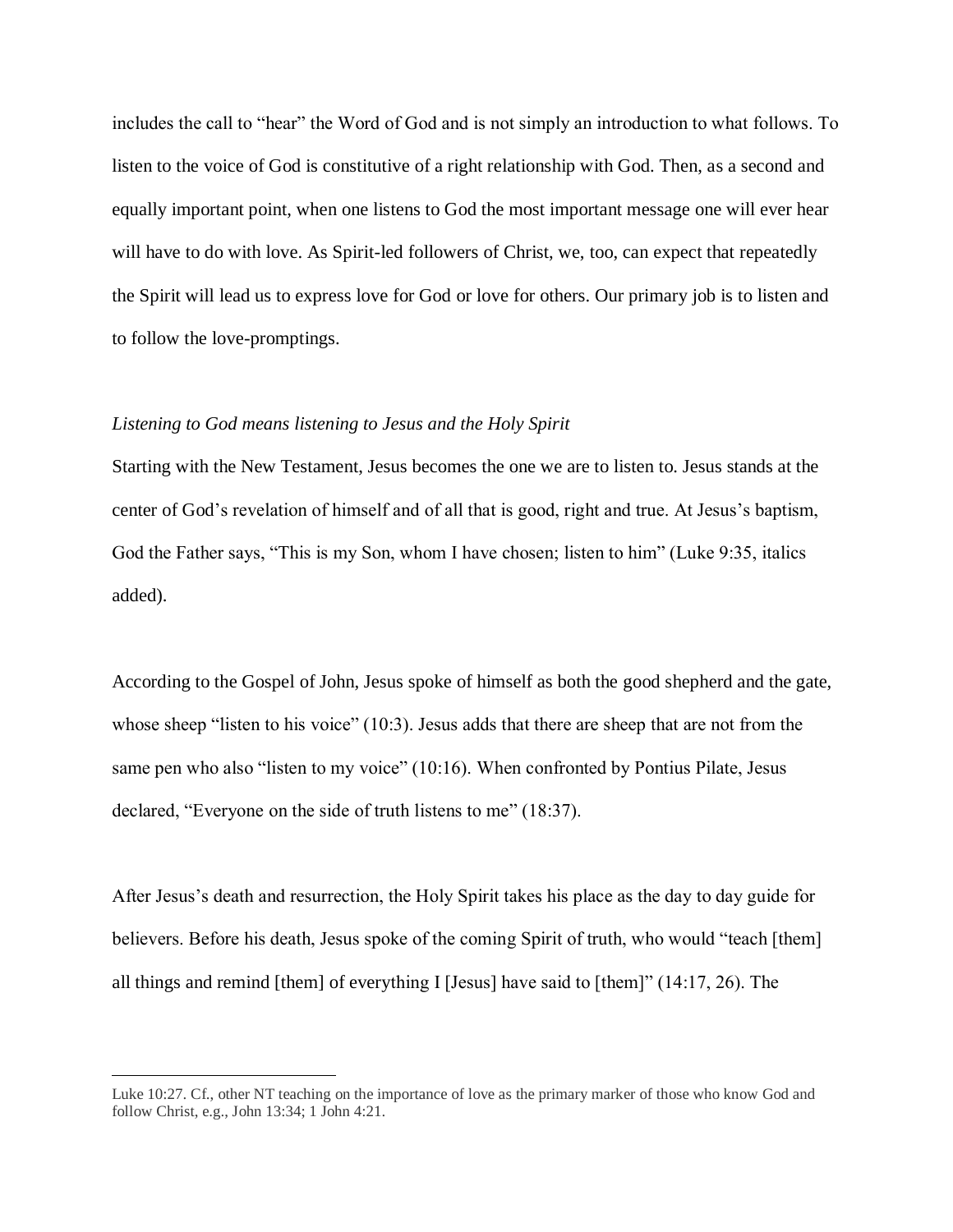includes the call to "hear" the Word of God and is not simply an introduction to what follows. To listen to the voice of God is constitutive of a right relationship with God. Then, as a second and equally important point, when one listens to God the most important message one will ever hear will have to do with love. As Spirit-led followers of Christ, we, too, can expect that repeatedly the Spirit will lead us to express love for God or love for others. Our primary job is to listen and to follow the love-promptings.

*Listening to God means listening to Jesus and the Holy Spirit*

Starting with the New Testament, Jesus becomes the one we are to listen to. Jesus stands at the center of God's revelation of himself and of all that is good, right and true. At Jesus's baptism, God the Father says, "This is my Son, whom I have chosen; listen to him" (Luke 9:35, italics added).

According to the Gospel of John, Jesus spoke of himself as both the good shepherd and the gate, whose sheep "listen to his voice" (10:3). Jesus adds that there are sheep that are not from the same pen who also "listen to my voice" (10:16). When confronted by Pontius Pilate, Jesus declared, "Everyone on the side of truth listens to me" (18:37).

After Jesus's death and resurrection, the Holy Spirit takes his place as the day to day guide for believers. Before his death, Jesus spoke of the coming Spirit of truth, who would "teach [them] all things and remind [them] of everything I [Jesus] have said to [them]" (14:17, 26). The

---

Luke 10:27. Cf., other NT teaching on the importance of love as the primary marker of those who know God and follow Christ, e.g., John 13:34; 1 John 4:21.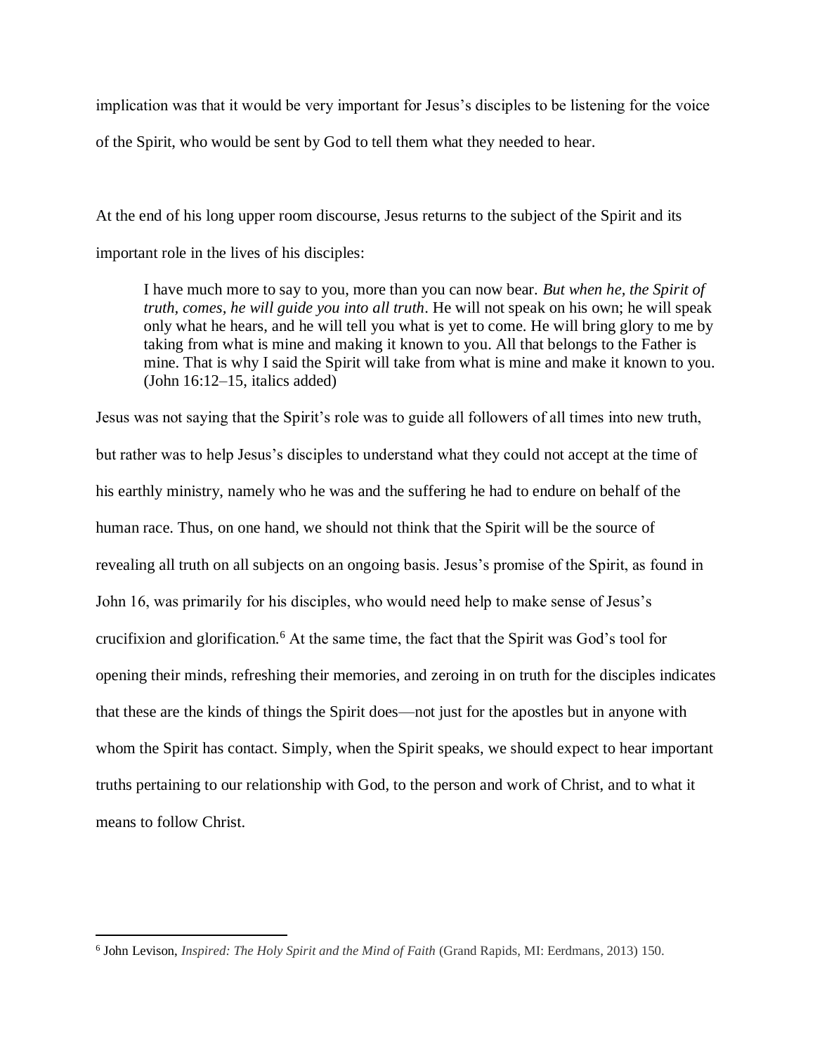implication was that it would be very important for Jesus's disciples to be listening for the voice of the Spirit, who would be sent by God to tell them what they needed to hear.

At the end of his long upper room discourse, Jesus returns to the subject of the Spirit and its important role in the lives of his disciples:

> I have much more to say to you, more than you can now bear. *But when he, the Spirit of truth, comes, he will guide you into all truth*. He will not speak on his own; he will speak only what he hears, and he will tell you what is yet to come. He will bring glory to me by taking from what is mine and making it known to you. All that belongs to the Father is mine. That is why I said the Spirit will take from what is mine and make it known to you. (John 16:12–15, italics added)

Jesus was not saying that the Spirit's role was to guide all followers of all times into new truth, but rather was to help Jesus's disciples to understand what they could not accept at the time of his earthly ministry, namely who he was and the suffering he had to endure on behalf of the human race. Thus, on one hand, we should not think that the Spirit will be the source of revealing all truth on all subjects on an ongoing basis. Jesus's promise of the Spirit, as found in John 16, was primarily for his disciples, who would need help to make sense of Jesus's crucifixion and glorification.[6] At the same time, the fact that the Spirit was God's tool for opening their minds, refreshing their memories, and zeroing in on truth for the disciples indicates that these are the kinds of things the Spirit does—not just for the apostles but in anyone with whom the Spirit has contact. Simply, when the Spirit speaks, we should expect to hear important truths pertaining to our relationship with God, to the person and work of Christ, and to what it means to follow Christ.

---

[6] John Levison, *Inspired: The Holy Spirit and the Mind of Faith* (Grand Rapids, MI: Eerdmans, 2013) 150.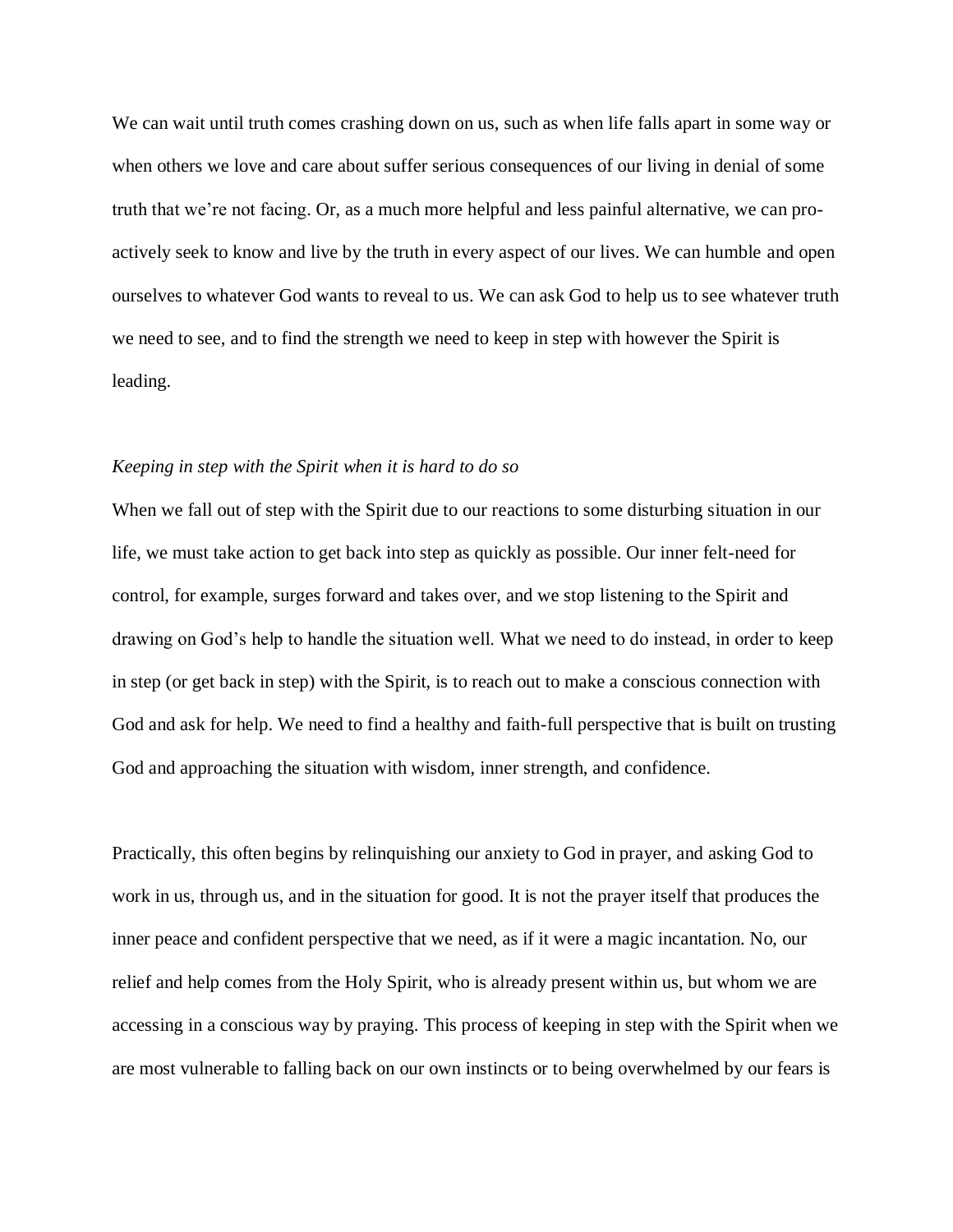We can wait until truth comes crashing down on us, such as when life falls apart in some way or when others we love and care about suffer serious consequences of our living in denial of some truth that we're not facing. Or, as a much more helpful and less painful alternative, we can pro-actively seek to know and live by the truth in every aspect of our lives. We can humble and open ourselves to whatever God wants to reveal to us. We can ask God to help us to see whatever truth we need to see, and to find the strength we need to keep in step with however the Spirit is leading.

*Keeping in step with the Spirit when it is hard to do so*

When we fall out of step with the Spirit due to our reactions to some disturbing situation in our life, we must take action to get back into step as quickly as possible. Our inner felt-need for control, for example, surges forward and takes over, and we stop listening to the Spirit and drawing on God's help to handle the situation well. What we need to do instead, in order to keep in step (or get back in step) with the Spirit, is to reach out to make a conscious connection with God and ask for help. We need to find a healthy and faith-full perspective that is built on trusting God and approaching the situation with wisdom, inner strength, and confidence.

Practically, this often begins by relinquishing our anxiety to God in prayer, and asking God to work in us, through us, and in the situation for good. It is not the prayer itself that produces the inner peace and confident perspective that we need, as if it were a magic incantation. No, our relief and help comes from the Holy Spirit, who is already present within us, but whom we are accessing in a conscious way by praying. This process of keeping in step with the Spirit when we are most vulnerable to falling back on our own instincts or to being overwhelmed by our fears is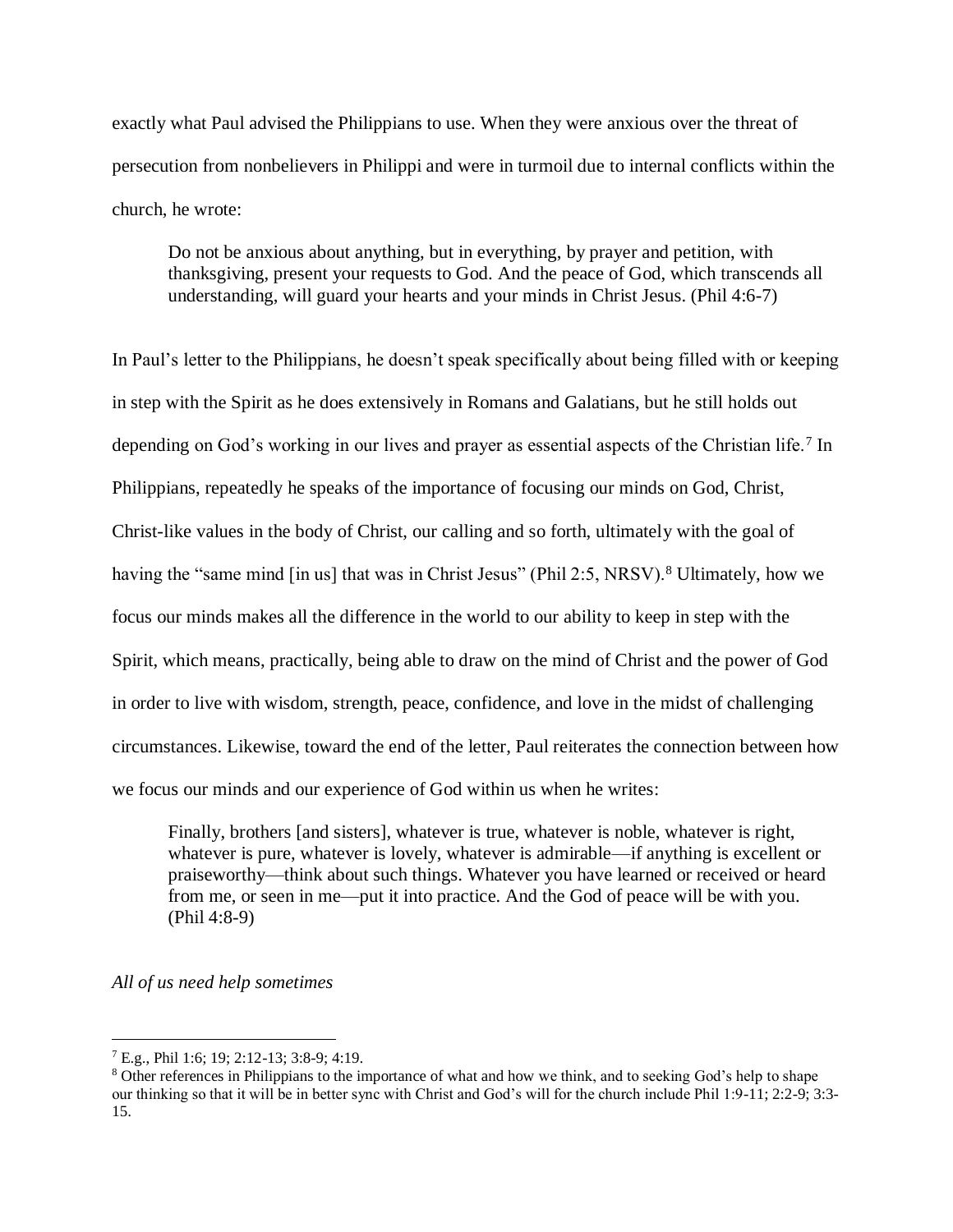exactly what Paul advised the Philippians to use. When they were anxious over the threat of persecution from nonbelievers in Philippi and were in turmoil due to internal conflicts within the church, he wrote:

> Do not be anxious about anything, but in everything, by prayer and petition, with thanksgiving, present your requests to God. And the peace of God, which transcends all understanding, will guard your hearts and your minds in Christ Jesus. (Phil 4:6-7)

In Paul's letter to the Philippians, he doesn't speak specifically about being filled with or keeping in step with the Spirit as he does extensively in Romans and Galatians, but he still holds out depending on God's working in our lives and prayer as essential aspects of the Christian life.[7] In Philippians, repeatedly he speaks of the importance of focusing our minds on God, Christ, Christ-like values in the body of Christ, our calling and so forth, ultimately with the goal of having the "same mind [in us] that was in Christ Jesus" (Phil 2:5, NRSV).[8] Ultimately, how we focus our minds makes all the difference in the world to our ability to keep in step with the Spirit, which means, practically, being able to draw on the mind of Christ and the power of God in order to live with wisdom, strength, peace, confidence, and love in the midst of challenging circumstances. Likewise, toward the end of the letter, Paul reiterates the connection between how we focus our minds and our experience of God within us when he writes:

> Finally, brothers [and sisters], whatever is true, whatever is noble, whatever is right, whatever is pure, whatever is lovely, whatever is admirable—if anything is excellent or praiseworthy—think about such things. Whatever you have learned or received or heard from me, or seen in me—put it into practice. And the God of peace will be with you. (Phil 4:8-9)

*All of us need help sometimes*

---

[7] E.g., Phil 1:6; 19; 2:12-13; 3:8-9; 4:19.

[8] Other references in Philippians to the importance of what and how we think, and to seeking God's help to shape our thinking so that it will be in better sync with Christ and God's will for the church include Phil 1:9-11; 2:2-9; 3:3-15.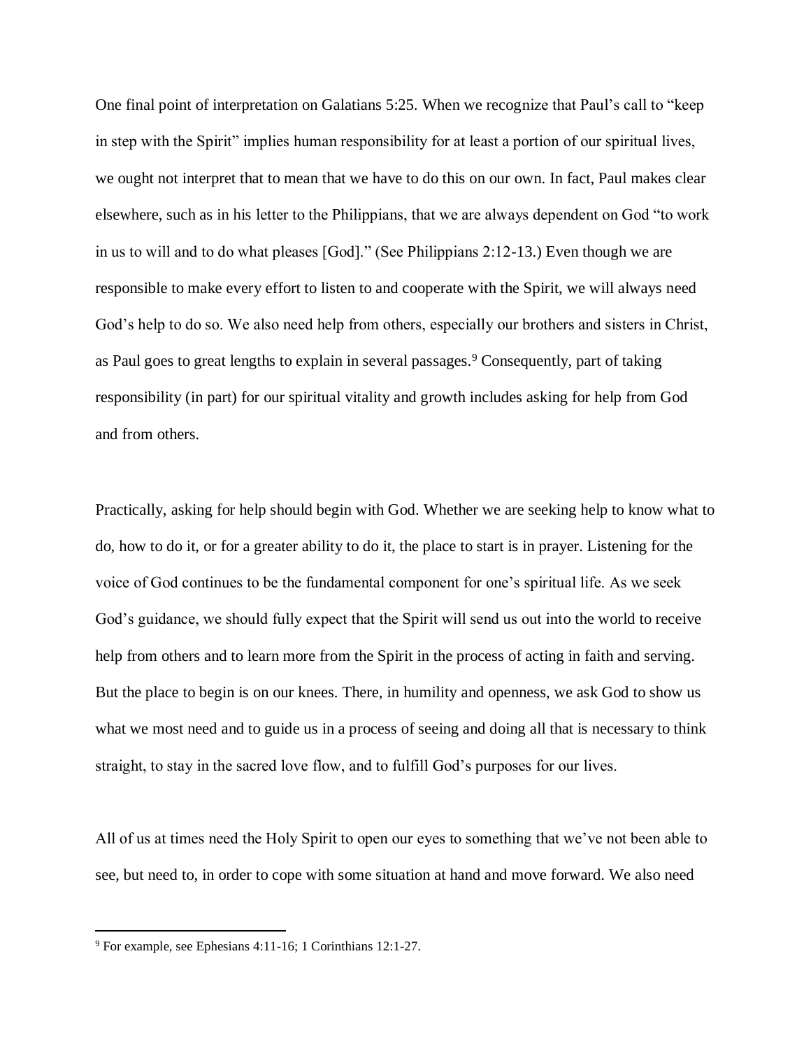One final point of interpretation on Galatians 5:25. When we recognize that Paul's call to "keep in step with the Spirit" implies human responsibility for at least a portion of our spiritual lives, we ought not interpret that to mean that we have to do this on our own. In fact, Paul makes clear elsewhere, such as in his letter to the Philippians, that we are always dependent on God "to work in us to will and to do what pleases [God]." (See Philippians 2:12-13.) Even though we are responsible to make every effort to listen to and cooperate with the Spirit, we will always need God's help to do so. We also need help from others, especially our brothers and sisters in Christ, as Paul goes to great lengths to explain in several passages.[9] Consequently, part of taking responsibility (in part) for our spiritual vitality and growth includes asking for help from God and from others.

Practically, asking for help should begin with God. Whether we are seeking help to know what to do, how to do it, or for a greater ability to do it, the place to start is in prayer. Listening for the voice of God continues to be the fundamental component for one's spiritual life. As we seek God's guidance, we should fully expect that the Spirit will send us out into the world to receive help from others and to learn more from the Spirit in the process of acting in faith and serving. But the place to begin is on our knees. There, in humility and openness, we ask God to show us what we most need and to guide us in a process of seeing and doing all that is necessary to think straight, to stay in the sacred love flow, and to fulfill God's purposes for our lives.

All of us at times need the Holy Spirit to open our eyes to something that we've not been able to see, but need to, in order to cope with some situation at hand and move forward. We also need

[9] For example, see Ephesians 4:11-16; 1 Corinthians 12:1-27.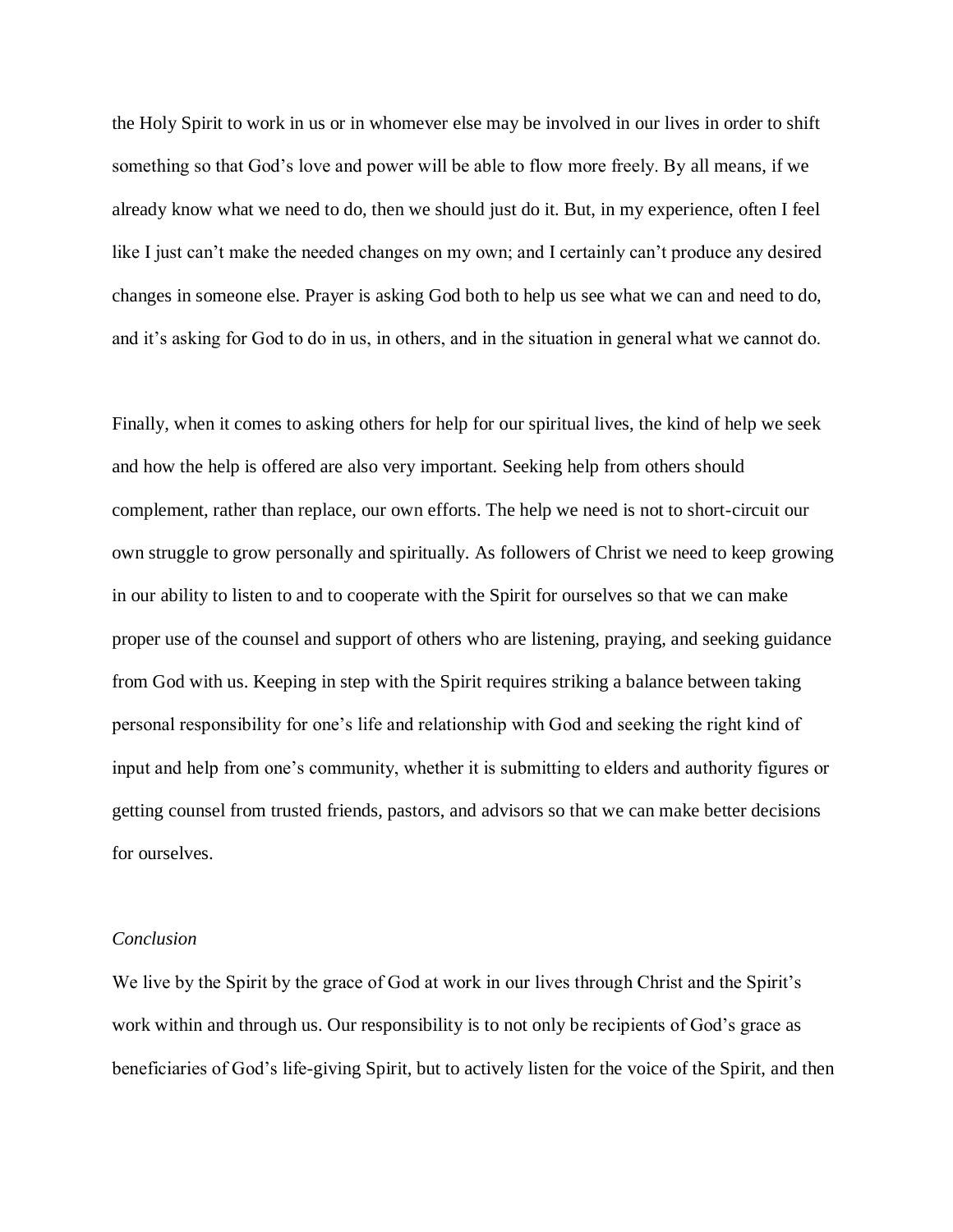the Holy Spirit to work in us or in whomever else may be involved in our lives in order to shift something so that God's love and power will be able to flow more freely. By all means, if we already know what we need to do, then we should just do it. But, in my experience, often I feel like I just can't make the needed changes on my own; and I certainly can't produce any desired changes in someone else. Prayer is asking God both to help us see what we can and need to do, and it's asking for God to do in us, in others, and in the situation in general what we cannot do.

Finally, when it comes to asking others for help for our spiritual lives, the kind of help we seek and how the help is offered are also very important. Seeking help from others should complement, rather than replace, our own efforts. The help we need is not to short-circuit our own struggle to grow personally and spiritually. As followers of Christ we need to keep growing in our ability to listen to and to cooperate with the Spirit for ourselves so that we can make proper use of the counsel and support of others who are listening, praying, and seeking guidance from God with us. Keeping in step with the Spirit requires striking a balance between taking personal responsibility for one's life and relationship with God and seeking the right kind of input and help from one's community, whether it is submitting to elders and authority figures or getting counsel from trusted friends, pastors, and advisors so that we can make better decisions for ourselves.

*Conclusion*

We live by the Spirit by the grace of God at work in our lives through Christ and the Spirit's work within and through us. Our responsibility is to not only be recipients of God's grace as beneficiaries of God's life-giving Spirit, but to actively listen for the voice of the Spirit, and then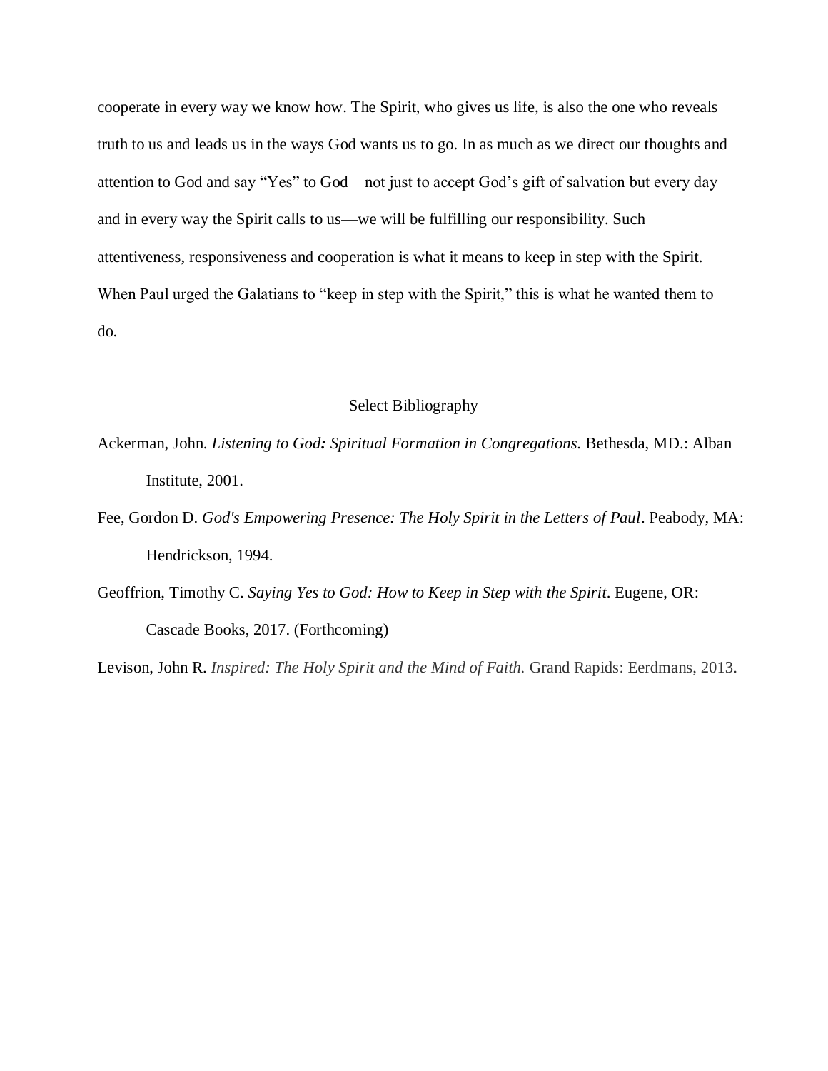cooperate in every way we know how. The Spirit, who gives us life, is also the one who reveals truth to us and leads us in the ways God wants us to go. In as much as we direct our thoughts and attention to God and say "Yes" to God—not just to accept God's gift of salvation but every day and in every way the Spirit calls to us—we will be fulfilling our responsibility. Such attentiveness, responsiveness and cooperation is what it means to keep in step with the Spirit. When Paul urged the Galatians to "keep in step with the Spirit," this is what he wanted them to do.

## Select Bibliography

Ackerman, John. *Listening to God: Spiritual Formation in Congregations.* Bethesda, MD.: Alban Institute, 2001.

Fee, Gordon D. *God's Empowering Presence: The Holy Spirit in the Letters of Paul*. Peabody, MA: Hendrickson, 1994.

Geoffrion, Timothy C. *Saying Yes to God: How to Keep in Step with the Spirit*. Eugene, OR: Cascade Books, 2017. (Forthcoming)

Levison, John R. *Inspired: The Holy Spirit and the Mind of Faith.* Grand Rapids: Eerdmans, 2013.